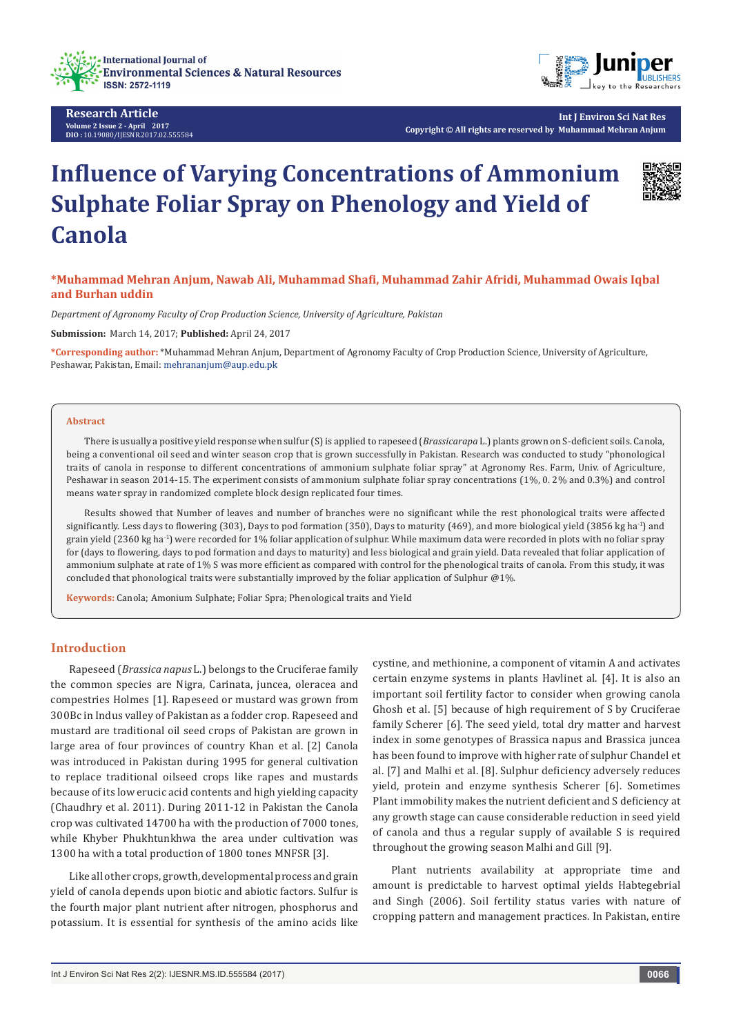Research Article
Volume 2 Issue 2 - April 2017
DOI : 10.19080/IJESNR.2017.02.555584

Copyright © All rights are reserved by Muhammad Mehran Anjum

# Influence of Varying Concentrations of Ammonium Sulphate Foliar Spray on Phenology and Yield of Canola

**\*Muhammad Mehran Anjum, Nawab Ali, Muhammad Shafi, Muhammad Zahir Afridi, Muhammad Owais Iqbal and Burhan uddin**

*Department of Agronomy Faculty of Crop Production Science, University of Agriculture, Pakistan*

**Submission:** March 14, 2017; **Published:** April 24, 2017

**\*Corresponding author:** \*Muhammad Mehran Anjum, Department of Agronomy Faculty of Crop Production Science, University of Agriculture, Peshawar, Pakistan, Email: mehrananjum@aup.edu.pk

## Abstract

There is usually a positive yield response when sulfur (S) is applied to rapeseed (*Brassicarapa* L.) plants grown on S-deficient soils. Canola, being a conventional oil seed and winter season crop that is grown successfully in Pakistan. Research was conducted to study "phonological traits of canola in response to different concentrations of ammonium sulphate foliar spray" at Agronomy Res. Farm, Univ. of Agriculture, Peshawar in season 2014-15. The experiment consists of ammonium sulphate foliar spray concentrations (1%, 0. 2% and 0.3%) and control means water spray in randomized complete block design replicated four times.

Results showed that Number of leaves and number of branches were no significant while the rest phonological traits were affected significantly. Less days to flowering (303), Days to pod formation (350), Days to maturity (469), and more biological yield (3856 kg ha$^{-1}$) and grain yield (2360 kg ha$^{-1}$) were recorded for 1% foliar application of sulphur. While maximum data were recorded in plots with no foliar spray for (days to flowering, days to pod formation and days to maturity) and less biological and grain yield. Data revealed that foliar application of ammonium sulphate at rate of 1% S was more efficient as compared with control for the phenological traits of canola. From this study, it was concluded that phonological traits were substantially improved by the foliar application of Sulphur @1%.

**Keywords:** Canola; Amonium Sulphate; Foliar Spra; Phenological traits and Yield

## Introduction

Rapeseed (*Brassica napus* L.) belongs to the Cruciferae family the common species are Nigra, Carinata, juncea, oleracea and compestries Holmes [1]. Rapeseed or mustard was grown from 300Bc in Indus valley of Pakistan as a fodder crop. Rapeseed and mustard are traditional oil seed crops of Pakistan are grown in large area of four provinces of country Khan et al. [2] Canola was introduced in Pakistan during 1995 for general cultivation to replace traditional oilseed crops like rapes and mustards because of its low erucic acid contents and high yielding capacity (Chaudhry et al. 2011). During 2011-12 in Pakistan the Canola crop was cultivated 14700 ha with the production of 7000 tones, while Khyber Phukhtunkhwa the area under cultivation was 1300 ha with a total production of 1800 tones MNFSR [3].

Like all other crops, growth, developmental process and grain yield of canola depends upon biotic and abiotic factors. Sulfur is the fourth major plant nutrient after nitrogen, phosphorus and potassium. It is essential for synthesis of the amino acids like cystine, and methionine, a component of vitamin A and activates certain enzyme systems in plants Havlinet al. [4]. It is also an important soil fertility factor to consider when growing canola Ghosh et al. [5] because of high requirement of S by Cruciferae family Scherer [6]. The seed yield, total dry matter and harvest index in some genotypes of Brassica napus and Brassica juncea has been found to improve with higher rate of sulphur Chandel et al. [7] and Malhi et al. [8]. Sulphur deficiency adversely reduces yield, protein and enzyme synthesis Scherer [6]. Sometimes Plant immobility makes the nutrient deficient and S deficiency at any growth stage can cause considerable reduction in seed yield of canola and thus a regular supply of available S is required throughout the growing season Malhi and Gill [9].

Plant nutrients availability at appropriate time and amount is predictable to harvest optimal yields Habtegebrial and Singh (2006). Soil fertility status varies with nature of cropping pattern and management practices. In Pakistan, entire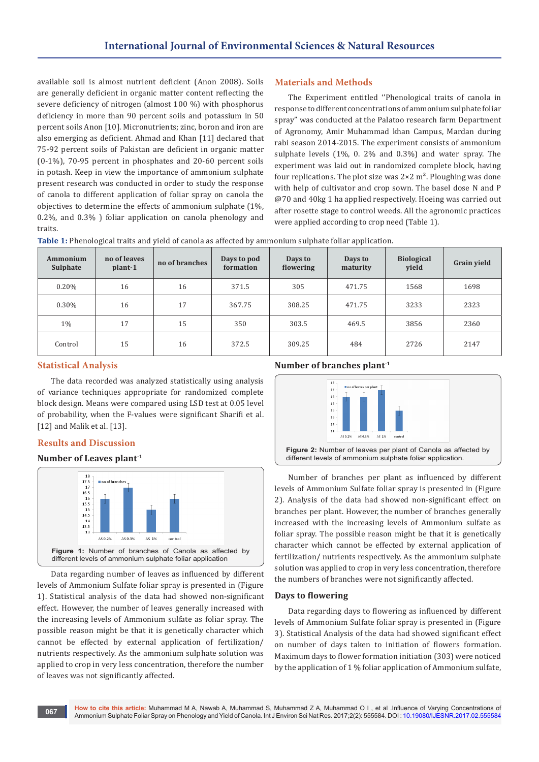available soil is almost nutrient deficient (Anon 2008). Soils are generally deficient in organic matter content reflecting the severe deficiency of nitrogen (almost 100 %) with phosphorus deficiency in more than 90 percent soils and potassium in 50 percent soils Anon [10]. Micronutrients; zinc, boron and iron are also emerging as deficient. Ahmad and Khan [11] declared that 75-92 percent soils of Pakistan are deficient in organic matter (0-1%), 70-95 percent in phosphates and 20-60 percent soils in potash. Keep in view the importance of ammonium sulphate present research was conducted in order to study the response of canola to different application of foliar spray on canola the objectives to determine the effects of ammonium sulphate (1%, 0.2%, and 0.3% ) foliar application on canola phenology and traits.

## Materials and Methods

The Experiment entitled ''Phenological traits of canola in response to different concentrations of ammonium sulphate foliar spray" was conducted at the Palatoo research farm Department of Agronomy, Amir Muhammad khan Campus, Mardan during rabi season 2014-2015. The experiment consists of ammonium sulphate levels (1%, 0. 2% and 0.3%) and water spray. The experiment was laid out in randomized complete block, having four replications. The plot size was 2×2 m². Ploughing was done with help of cultivator and crop sown. The basel dose N and P @70 and 40kg 1 ha applied respectively. Hoeing was carried out after rosette stage to control weeds. All the agronomic practices were applied according to crop need (Table 1).

**Table 1:** Phenological traits and yield of canola as affected by ammonium sulphate foliar application.

| Ammonium Sulphate | no of leaves plant-1 | no of branches | Days to pod formation | Days to flowering | Days to maturity | Biological yield | Grain yield |
|---|---|---|---|---|---|---|---|
| 0.20% | 16 | 16 | 371.5 | 305 | 471.75 | 1568 | 1698 |
| 0.30% | 16 | 17 | 367.75 | 308.25 | 471.75 | 3233 | 2323 |
| 1% | 17 | 15 | 350 | 303.5 | 469.5 | 3856 | 2360 |
| Control | 15 | 16 | 372.5 | 309.25 | 484 | 2726 | 2147 |

## Statistical Analysis

The data recorded was analyzed statistically using analysis of variance techniques appropriate for randomized complete block design. Means were compared using LSD test at 0.05 level of probability, when the F-values were significant Sharifi et al. [12] and Malik et al. [13].

## Results and Discussion

### Number of Leaves plant$^{-1}$

**Figure 1:** Number of branches of Canola as affected by different levels of ammonium sulphate foliar application

Data regarding number of leaves as influenced by different levels of Ammonium Sulfate foliar spray is presented in (Figure 1). Statistical analysis of the data had showed non-significant effect. However, the number of leaves generally increased with the increasing levels of Ammonium sulfate as foliar spray. The possible reason might be that it is genetically character which cannot be effected by external application of fertilization/nutrients respectively. As the ammonium sulphate solution was applied to crop in very less concentration, therefore the number of leaves was not significantly affected.

### Number of branches plant$^{-1}$

**Figure 2:** Number of leaves per plant of Canola as affected by different levels of ammonium sulphate foliar application.

Number of branches per plant as influenced by different levels of Ammonium Sulfate foliar spray is presented in (Figure 2). Analysis of the data had showed non-significant effect on branches per plant. However, the number of branches generally increased with the increasing levels of Ammonium sulfate as foliar spray. The possible reason might be that it is genetically character which cannot be effected by external application of fertilization/ nutrients respectively. As the ammonium sulphate solution was applied to crop in very less concentration, therefore the numbers of branches were not significantly affected.

### Days to flowering

Data regarding days to flowering as influenced by different levels of Ammonium Sulfate foliar spray is presented in (Figure 3). Statistical Analysis of the data had showed significant effect on number of days taken to initiation of flowers formation. Maximum days to flower formation initiation (303) were noticed by the application of 1 % foliar application of Ammonium sulfate,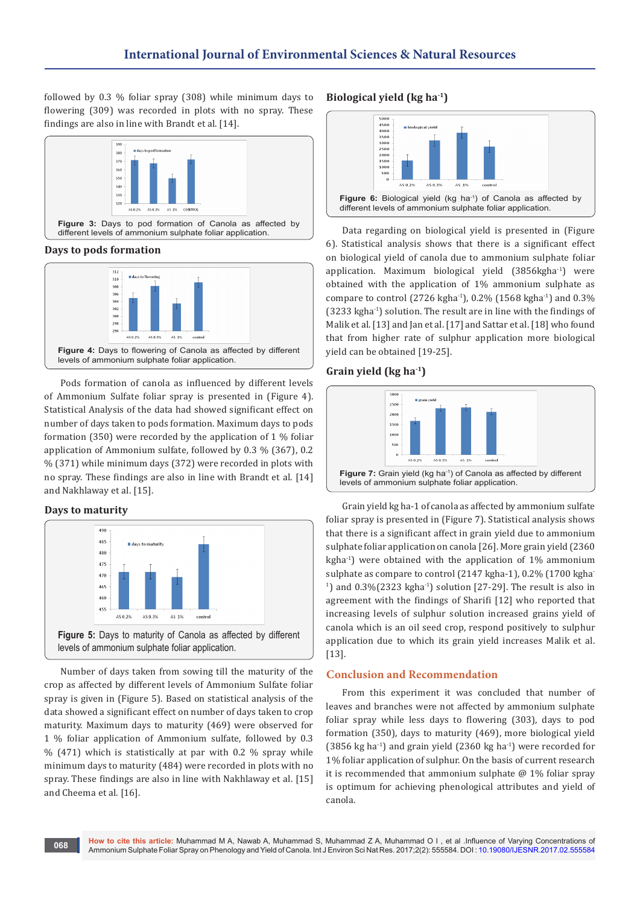followed by 0.3 % foliar spray (308) while minimum days to flowering (309) was recorded in plots with no spray. These findings are also in line with Brandt et al. [14].

**Figure 3:** Days to pod formation of Canola as affected by different levels of ammonium sulphate foliar application.

### Days to pods formation

**Figure 4:** Days to flowering of Canola as affected by different levels of ammonium sulphate foliar application.

Pods formation of canola as influenced by different levels of Ammonium Sulfate foliar spray is presented in (Figure 4). Statistical Analysis of the data had showed significant effect on number of days taken to pods formation. Maximum days to pods formation (350) were recorded by the application of 1 % foliar application of Ammonium sulfate, followed by 0.3 % (367), 0.2 % (371) while minimum days (372) were recorded in plots with no spray. These findings are also in line with Brandt et al. [14] and Nakhlaway et al. [15].

### Days to maturity

**Figure 5:** Days to maturity of Canola as affected by different levels of ammonium sulphate foliar application.

Number of days taken from sowing till the maturity of the crop as affected by different levels of Ammonium Sulfate foliar spray is given in (Figure 5). Based on statistical analysis of the data showed a significant effect on number of days taken to crop maturity. Maximum days to maturity (469) were observed for 1 % foliar application of Ammonium sulfate, followed by 0.3 % (471) which is statistically at par with 0.2 % spray while minimum days to maturity (484) were recorded in plots with no spray. These findings are also in line with Nakhlaway et al. [15] and Cheema et al. [16].

### Biological yield (kg ha$^{-1}$)

**Figure 6:** Biological yield (kg ha$^{-1}$) of Canola as affected by different levels of ammonium sulphate foliar application.

Data regarding on biological yield is presented in (Figure 6). Statistical analysis shows that there is a significant effect on biological yield of canola due to ammonium sulphate foliar application. Maximum biological yield (3856kgha$^{-1}$) were obtained with the application of 1% ammonium sulphate as compare to control (2726 kgha$^{-1}$), 0.2% (1568 kgha$^{-1}$) and 0.3% (3233 kgha$^{-1}$) solution. The result are in line with the findings of Malik et al. [13] and Jan et al. [17] and Sattar et al. [18] who found that from higher rate of sulphur application more biological yield can be obtained [19-25].

### Grain yield (kg ha$^{-1}$)

**Figure 7:** Grain yield (kg ha$^{-1}$) of Canola as affected by different levels of ammonium sulphate foliar application.

Grain yield kg ha-1 of canola as affected by ammonium sulfate foliar spray is presented in (Figure 7). Statistical analysis shows that there is a significant affect in grain yield due to ammonium sulphate foliar application on canola [26]. More grain yield (2360 kgha$^{-1}$) were obtained with the application of 1% ammonium sulphate as compare to control (2147 kgha-1), 0.2% (1700 kgha$^{-1}$) and 0.3%(2323 kgha$^{-1}$) solution [27-29]. The result is also in agreement with the findings of Sharifi [12] who reported that increasing levels of sulphur solution increased grains yield of canola which is an oil seed crop, respond positively to sulphur application due to which its grain yield increases Malik et al. [13].

## Conclusion and Recommendation

From this experiment it was concluded that number of leaves and branches were not affected by ammonium sulphate foliar spray while less days to flowering (303), days to pod formation (350), days to maturity (469), more biological yield (3856 kg ha$^{-1}$) and grain yield (2360 kg ha$^{-1}$) were recorded for 1% foliar application of sulphur. On the basis of current research it is recommended that ammonium sulphate @ 1% foliar spray is optimum for achieving phenological attributes and yield of canola.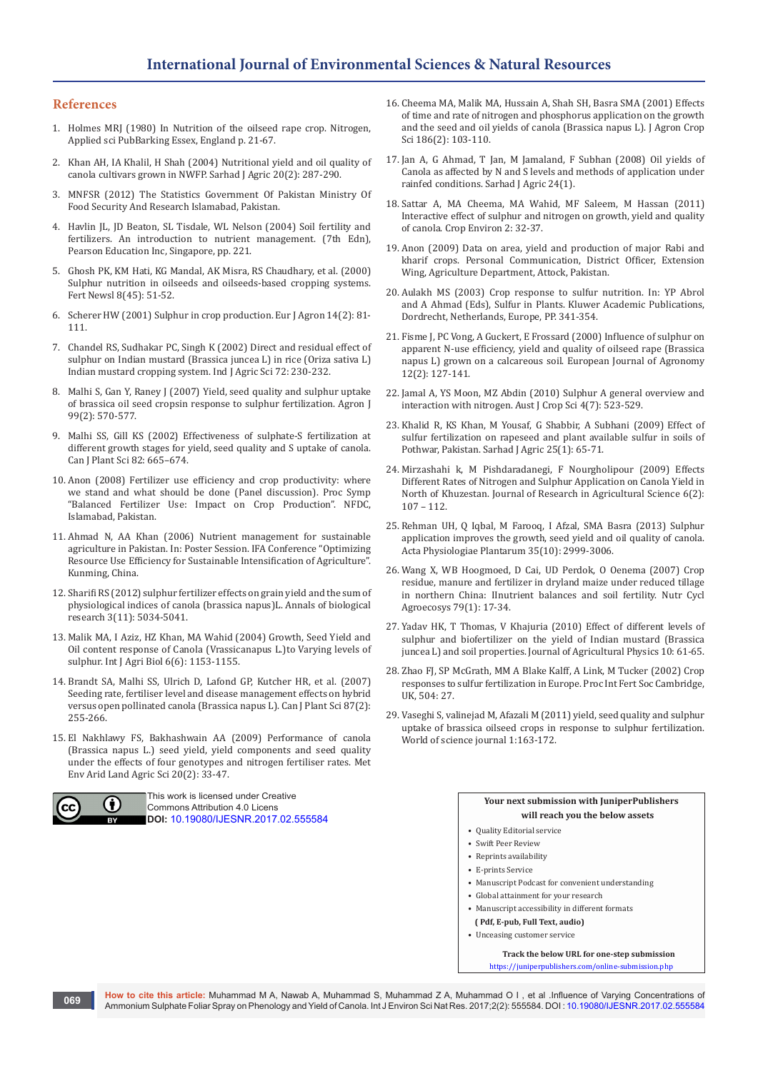## References

1. Holmes MRJ (1980) In Nutrition of the oilseed rape crop. Nitrogen, Applied sci PubBarking Essex, England p. 21-67.
2. Khan AH, IA Khalil, H Shah (2004) Nutritional yield and oil quality of canola cultivars grown in NWFP. Sarhad J Agric 20(2): 287-290.
3. MNFSR (2012) The Statistics Government Of Pakistan Ministry Of Food Security And Research Islamabad, Pakistan.
4. Havlin JL, JD Beaton, SL Tisdale, WL Nelson (2004) Soil fertility and fertilizers. An introduction to nutrient management. (7th Edn), Pearson Education Inc, Singapore, pp. 221.
5. Ghosh PK, KM Hati, KG Mandal, AK Misra, RS Chaudhary, et al. (2000) Sulphur nutrition in oilseeds and oilseeds-based cropping systems. Fert Newsl 8(45): 51-52.
6. Scherer HW (2001) Sulphur in crop production. Eur J Agron 14(2): 81-111.
7. Chandel RS, Sudhakar PC, Singh K (2002) Direct and residual effect of sulphur on Indian mustard (Brassica juncea L) in rice (Oriza sativa L) Indian mustard cropping system. Ind J Agric Sci 72: 230-232.
8. Malhi S, Gan Y, Raney J (2007) Yield, seed quality and sulphur uptake of brassica oil seed cropsin response to sulphur fertilization. Agron J 99(2): 570-577.
9. Malhi SS, Gill KS (2002) Effectiveness of sulphate-S fertilization at different growth stages for yield, seed quality and S uptake of canola. Can J Plant Sci 82: 665–674.
10. Anon (2008) Fertilizer use efficiency and crop productivity: where we stand and what should be done (Panel discussion). Proc Symp "Balanced Fertilizer Use: Impact on Crop Production". NFDC, Islamabad, Pakistan.
11. Ahmad N, AA Khan (2006) Nutrient management for sustainable agriculture in Pakistan. In: Poster Session. IFA Conference "Optimizing Resource Use Efficiency for Sustainable Intensification of Agriculture". Kunming, China.
12. Sharifi RS (2012) sulphur fertilizer effects on grain yield and the sum of physiological indices of canola (brassica napus)L. Annals of biological research 3(11): 5034-5041.
13. Malik MA, I Aziz, HZ Khan, MA Wahid (2004) Growth, Seed Yield and Oil content response of Canola (Vrassicanapus L.)to Varying levels of sulphur. Int J Agri Biol 6(6): 1153-1155.
14. Brandt SA, Malhi SS, Ulrich D, Lafond GP, Kutcher HR, et al. (2007) Seeding rate, fertiliser level and disease management effects on hybrid versus open pollinated canola (Brassica napus L). Can J Plant Sci 87(2): 255-266.
15. El Nakhlawy FS, Bakhashwain AA (2009) Performance of canola (Brassica napus L.) seed yield, yield components and seed quality under the effects of four genotypes and nitrogen fertiliser rates. Met Env Arid Land Agric Sci 20(2): 33-47.
16. Cheema MA, Malik MA, Hussain A, Shah SH, Basra SMA (2001) Effects of time and rate of nitrogen and phosphorus application on the growth and the seed and oil yields of canola (Brassica napus L). J Agron Crop Sci 186(2): 103-110.
17. Jan A, G Ahmad, T Jan, M Jamaland, F Subhan (2008) Oil yields of Canola as affected by N and S levels and methods of application under rainfed conditions. Sarhad J Agric 24(1).
18. Sattar A, MA Cheema, MA Wahid, MF Saleem, M Hassan (2011) Interactive effect of sulphur and nitrogen on growth, yield and quality of canola. Crop Environ 2: 32-37.
19. Anon (2009) Data on area, yield and production of major Rabi and kharif crops. Personal Communication, District Officer, Extension Wing, Agriculture Department, Attock, Pakistan.
20. Aulakh MS (2003) Crop response to sulfur nutrition. In: YP Abrol and A Ahmad (Eds), Sulfur in Plants. Kluwer Academic Publications, Dordrecht, Netherlands, Europe, PP. 341-354.
21. Fisme J, PC Vong, A Guckert, E Frossard (2000) Influence of sulphur on apparent N-use efficiency, yield and quality of oilseed rape (Brassica napus L) grown on a calcareous soil. European Journal of Agronomy 12(2): 127-141.
22. Jamal A, YS Moon, MZ Abdin (2010) Sulphur A general overview and interaction with nitrogen. Aust J Crop Sci 4(7): 523-529.
23. Khalid R, KS Khan, M Yousaf, G Shabbir, A Subhani (2009) Effect of sulfur fertilization on rapeseed and plant available sulfur in soils of Pothwar, Pakistan. Sarhad J Agric 25(1): 65-71.
24. Mirzashahi k, M Pishdaradanegi, F Nourgholipour (2009) Effects Different Rates of Nitrogen and Sulphur Application on Canola Yield in North of Khuzestan. Journal of Research in Agricultural Science 6(2): 107 – 112.
25. Rehman UH, Q Iqbal, M Farooq, I Afzal, SMA Basra (2013) Sulphur application improves the growth, seed yield and oil quality of canola. Acta Physiologiae Plantarum 35(10): 2999-3006.
26. Wang X, WB Hoogmoed, D Cai, UD Perdok, O Oenema (2007) Crop residue, manure and fertilizer in dryland maize under reduced tillage in northern China: IInutrient balances and soil fertility. Nutr Cycl Agroecosys 79(1): 17-34.
27. Yadav HK, T Thomas, V Khajuria (2010) Effect of different levels of sulphur and biofertilizer on the yield of Indian mustard (Brassica juncea L) and soil properties. Journal of Agricultural Physics 10: 61-65.
28. Zhao FJ, SP McGrath, MM A Blake Kalff, A Link, M Tucker (2002) Crop responses to sulfur fertilization in Europe. Proc Int Fert Soc Cambridge, UK, 504: 27.
29. Vaseghi S, valinejad M, Afazali M (2011) yield, seed quality and sulphur uptake of brassica oilseed crops in response to sulphur fertilization. World of science journal 1:163-172.

This work is licensed under Creative Commons Attribution 4.0 Licens
**DOI:** 10.19080/IJESNR.2017.02.555584

**Your next submission with JuniperPublishers will reach you the below assets**

- Quality Editorial service
- Swift Peer Review
- Reprints availability
- E-prints Service
- Manuscript Podcast for convenient understanding
- Global attainment for your research
- Manuscript accessibility in different formats
  **( Pdf, E-pub, Full Text, audio)**
- Unceasing customer service

**Track the below URL for one-step submission**
https://juniperpublishers.com/online-submission.php